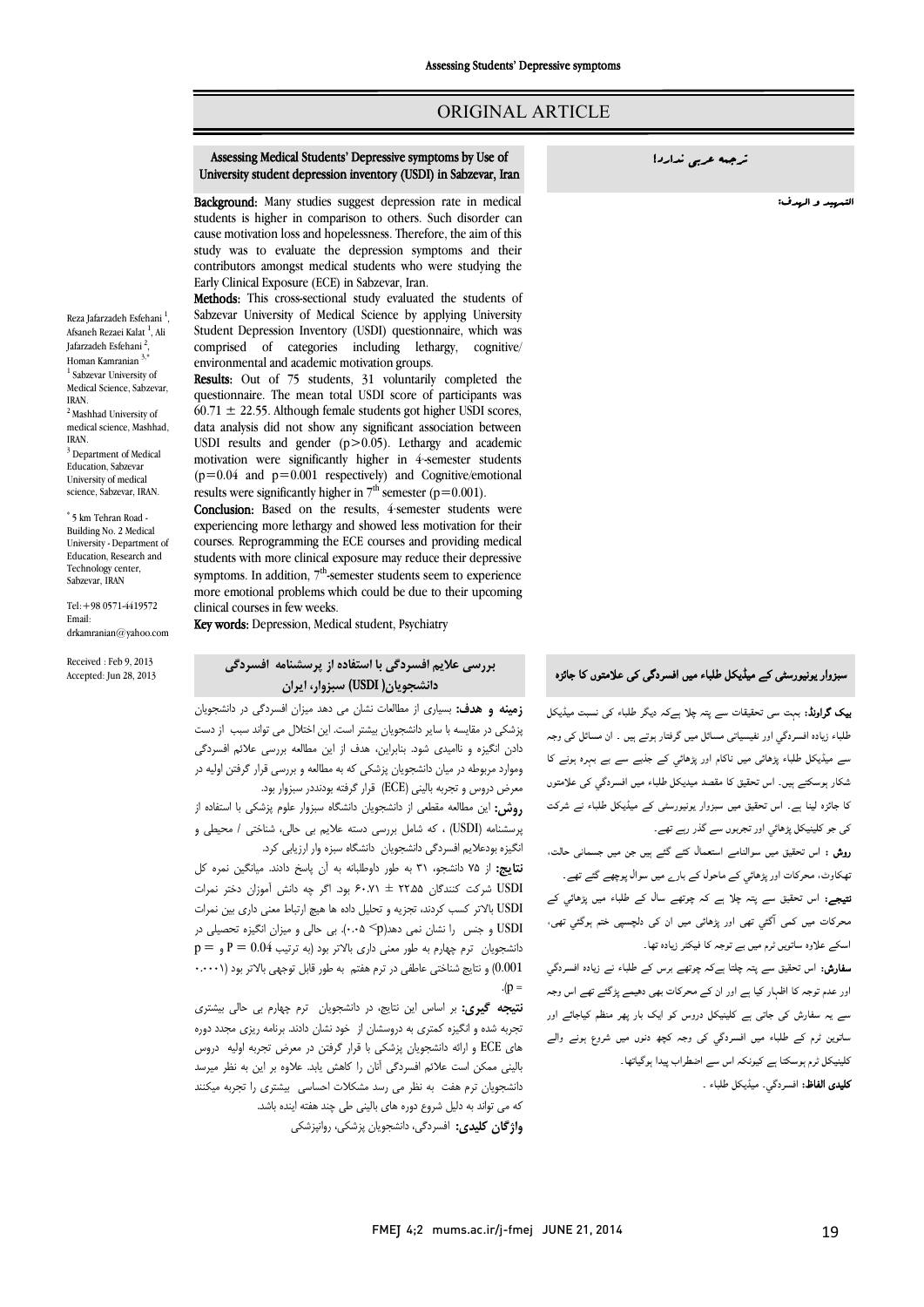ORIGINAL ARTICLE

# Assessing Medical Students' Depressive symptoms by Use of University student depression inventory (USDI) in Sabzevar, Iran

ترجمه عربی ندارد!

التمهيد و الهدف:

Reza Jafarzadeh Esfehani [1], Afsaneh Rezaei Kalat [1], Ali Jafarzadeh Esfehani [2], Homan Kamranian [3,*]

[1] Sabzevar University of Medical Science, Sabzevar, IRAN.

[2] Mashhad University of medical science, Mashhad, IRAN.

[3] Department of Medical Education, Sabzevar University of medical science, Sabzevar, IRAN.

[*] 5 km Tehran Road - Building No. 2 Medical University - Department of Education, Research and Technology center, Sabzevar, IRAN

Tel: +98 0571-4419572
Email: drkamranian@yahoo.com

Received : Feb 9, 2013
Accepted: Jun 28, 2013

**Background:** Many studies suggest depression rate in medical students is higher in comparison to others. Such disorder can cause motivation loss and hopelessness. Therefore, the aim of this study was to evaluate the depression symptoms and their contributors amongst medical students who were studying the Early Clinical Exposure (ECE) in Sabzevar, Iran.

**Methods:** This cross-sectional study evaluated the students of Sabzevar University of Medical Science by applying University Student Depression Inventory (USDI) questionnaire, which was comprised of categories including lethargy, cognitive/ environmental and academic motivation groups.

**Results:** Out of 75 students, 31 voluntarily completed the questionnaire. The mean total USDI score of participants was 60.71 ± 22.55. Although female students got higher USDI scores, data analysis did not show any significant association between USDI results and gender ($p>0.05$). Lethargy and academic motivation were significantly higher in 4-semester students ($p=0.04$ and $p=0.001$ respectively) and Cognitive/emotional results were significantly higher in 7[th] semester ($p=0.001$).

**Conclusion:** Based on the results, 4-semester students were experiencing more lethargy and showed less motivation for their courses. Reprogramming the ECE courses and providing medical students with more clinical exposure may reduce their depressive symptoms. In addition, 7[th]-semester students seem to experience more emotional problems which could be due to their upcoming clinical courses in few weeks.

**Key words:** Depression, Medical student, Psychiatry

## بررسی علایم افسردگی با استفاده از پرسشنامه افسردگی دانشجویان( USDI) سبزوار، ایران

**زمینه و هدف:** بسیاری از مطالعات نشان می دهد میزان افسردگی در دانشجویان پزشکی در مقایسه با سایر دانشجویان بیشتر است. این اختلال می تواند سبب از دست دادن انگیزه و ناامیدی شود. بنابراین، هدف از این مطالعه بررسی علائم افسردگی وموارد مربوطه در میان دانشجویان پزشکی که به مطالعه و بررسی قرار گرفتن اولیه در معرض دروس و تجربه بالینی (ECE) قرار گرفته بودنددر سبزوار بود.

**روش:** این مطالعه مقطعی از دانشجویان دانشگاه سبزوار علوم پزشکی با استفاده از پرسشنامه (USDI) ، که شامل بررسی دسته علایم بی حالی، شناختی / محیطی و انگیزه بودعلایم افسردگی دانشجویان دانشگاه سبزه وار ارزیابی کرد.

**نتایج:** از ۷۵ دانشجو، ۳۱ به طور داوطلبانه به آن پاسخ دادند. میانگین نمره کل USDI شرکت کنندگان ۲۲.۵۵ ± ۶۰.۷۱ بود. اگر چه دانش آموزان دختر نمرات USDI بالاتر کسب کردند، تجزیه و تحلیل داده ها هیچ ارتباط معنی داری بین نمرات USDI و جنس را نشان نمی داد(p> ۰.۰۵). بی حالی و میزان انگیزه تحصیلی در دانشجویان ترم چهارم به طور معنی داری بالاتر بود (به ترتیب $P = 0.04$ و $p = 0.001$) و نتایج شناختی عاطفی در ترم هفتم به طور قابل توجهی بالاتر بود (۰.۰۰۰۱ = p).

**نتیجه گیری:** بر اساس این نتایج، در دانشجویان ترم چهارم بی حالی بیشتری تجربه شده و انگیزه کمتری به دروسشان از خود نشان دادند. برنامه ریزی مجدد دوره های ECE و ارائه دانشجویان پزشکی با قرار گرفتن در معرض تجربه اولیه دروس بالینی ممکن است علائم افسردگی آنان را کاهش یابد. علاوه بر این به نظر میرسد دانشجویان ترم هفت به نظر می رسد مشکلات احساسی بیشتری را تجربه میکنند که می تواند به دلیل شروع دوره های بالینی طی چند هفته اینده باشد.

**واژگان کلیدی:** افسردگی، دانشجویان پزشکی، روانپزشکی

## سبزوار یونیورسٹی کے میڈیکل طلباء میں افسردگی کی علامتوں کا جائزہ

**بیک گراونڈ:** بہت سی تحقیقات سے پتہ چلا ہےکہ دیگر طلباء کی نسبت میڈیکل طلباء زیادہ افسردگي اور نفسیاتی مسائل میں گرفتار ہوتے ہیں ۔ ان مسائل کی وجہ سے میڈیکل طلباء پڑھائي میں ناکام اور پڑھائي کے جذبے سے بے بہرہ ہونے کا شکار ہوسکتے ہیں۔ اس تحقیق کا مقصد میڈیکل طلباء میں افسردگي کی علامتوں کا جائزہ لینا ہے۔ اس تحقیق میں سبزوار یونیورسٹی کے میڈیکل طلباء نے شرکت کی جو کلینیکل پڑھائي اور تجربوں سے گذر رہے تھے۔

**روش :** اس تحقیق میں سوالنامے استعمال کئے گئے ہیں جن میں جسمانی حالت، تھکاوٹ، محرکات اور پڑھائي کے ماحول کے بارے میں سوال پوچھے گئے تھے۔

**نتیجے:** اس تحقیق سے پتہ چلا ہے کہ چوتھے سال کے طلباء میں پڑھائي کے محرکات میں کمی آگئي تھی اور پڑھائي میں ان کی دلچسپی ختم ہوگئي تھی، اسکے علاوہ ساتویں ٹرم میں بے توجہ کا فیکٹر زیادہ تھا۔

**سفارش:** اس تحقیق سے پتہ چلتا ہےکہ چوتھے برس کے طلباء نے زیادہ افسردگي اور عدم توجہ کا اظہار کیا ہے اور ان کے محرکات بھی دھیمے پڑگئے تھے اس وجہ سے یہ سفارش کی جاتی ہے کلینیکل دروس کو ایک بار پھر منظم کیاجائے اور ساتویں ٹرم کے طلباء میں افسردگي کی وجہ کچھ دنوں میں شروع ہونے والے کلینیکل ٹرم ہوسکتا ہے کیونکہ اس سے اضطراب پیدا ہوگیاتھا۔

**کلیدی الفاظ:** افسردگي۔ میڈیکل طلباء ۔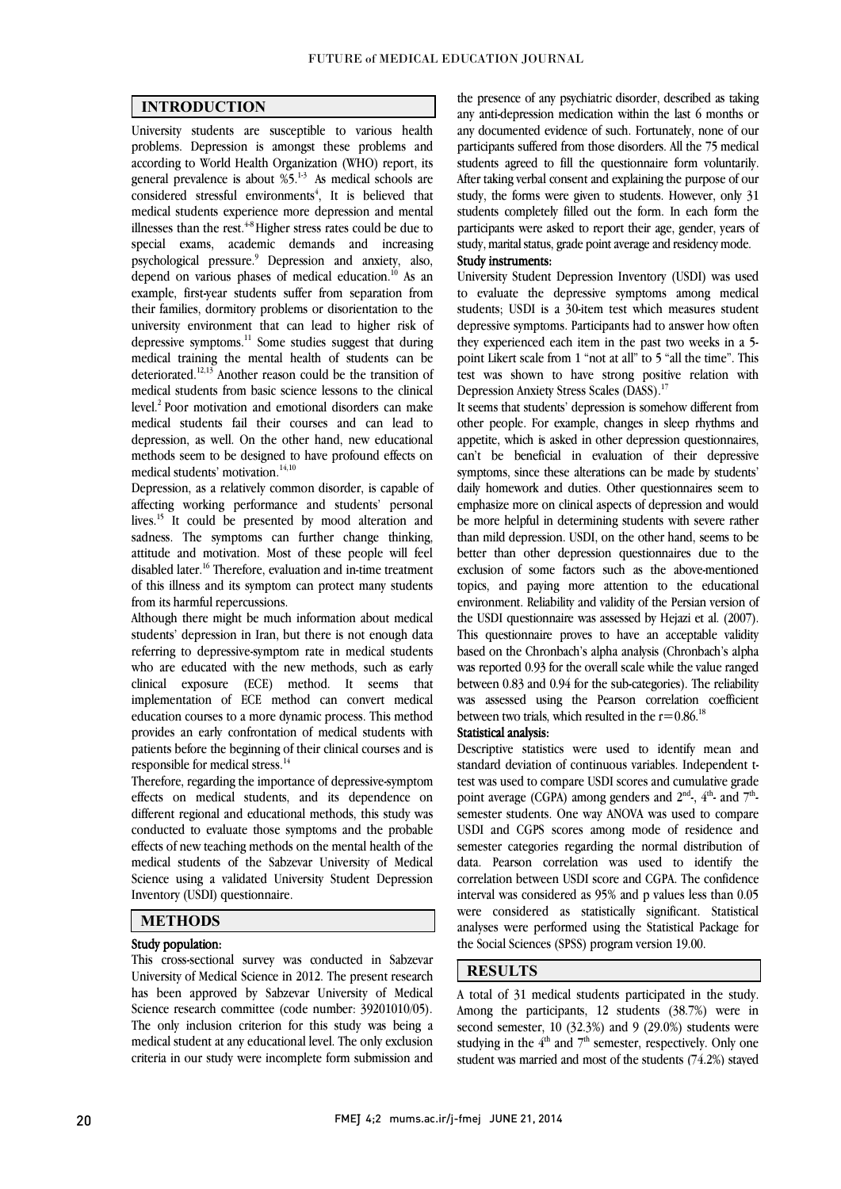## INTRODUCTION

University students are susceptible to various health problems. Depression is amongst these problems and according to World Health Organization (WHO) report, its general prevalence is about %5.[1-3] As medical schools are considered stressful environments[4], It is believed that medical students experience more depression and mental illnesses than the rest.[4-8] Higher stress rates could be due to special exams, academic demands and increasing psychological pressure.[9] Depression and anxiety, also, depend on various phases of medical education.[10] As an example, first-year students suffer from separation from their families, dormitory problems or disorientation to the university environment that can lead to higher risk of depressive symptoms.[11] Some studies suggest that during medical training the mental health of students can be deteriorated.[12,13] Another reason could be the transition of medical students from basic science lessons to the clinical level.[2] Poor motivation and emotional disorders can make medical students fail their courses and can lead to depression, as well. On the other hand, new educational methods seem to be designed to have profound effects on medical students' motivation.[14,10]

Depression, as a relatively common disorder, is capable of affecting working performance and students' personal lives.[15] It could be presented by mood alteration and sadness. The symptoms can further change thinking, attitude and motivation. Most of these people will feel disabled later.[16] Therefore, evaluation and in-time treatment of this illness and its symptom can protect many students from its harmful repercussions.

Although there might be much information about medical students' depression in Iran, but there is not enough data referring to depressive-symptom rate in medical students who are educated with the new methods, such as early clinical exposure (ECE) method. It seems that implementation of ECE method can convert medical education courses to a more dynamic process. This method provides an early confrontation of medical students with patients before the beginning of their clinical courses and is responsible for medical stress.[14]

Therefore, regarding the importance of depressive-symptom effects on medical students, and its dependence on different regional and educational methods, this study was conducted to evaluate those symptoms and the probable effects of new teaching methods on the mental health of the medical students of the Sabzevar University of Medical Science using a validated University Student Depression Inventory (USDI) questionnaire.

## METHODS

### Study population:

This cross-sectional survey was conducted in Sabzevar University of Medical Science in 2012. The present research has been approved by Sabzevar University of Medical Science research committee (code number: 39201010/05). The only inclusion criterion for this study was being a medical student at any educational level. The only exclusion criteria in our study were incomplete form submission and the presence of any psychiatric disorder, described as taking any anti-depression medication within the last 6 months or any documented evidence of such. Fortunately, none of our participants suffered from those disorders. All the 75 medical students agreed to fill the questionnaire form voluntarily. After taking verbal consent and explaining the purpose of our study, the forms were given to students. However, only 31 students completely filled out the form. In each form the participants were asked to report their age, gender, years of study, marital status, grade point average and residency mode.

### Study instruments:

University Student Depression Inventory (USDI) was used to evaluate the depressive symptoms among medical students; USDI is a 30-item test which measures student depressive symptoms. Participants had to answer how often they experienced each item in the past two weeks in a 5-point Likert scale from 1 "not at all" to 5 "all the time". This test was shown to have strong positive relation with Depression Anxiety Stress Scales (DASS).[17]

It seems that students' depression is somehow different from other people. For example, changes in sleep rhythms and appetite, which is asked in other depression questionnaires, can't be beneficial in evaluation of their depressive symptoms, since these alterations can be made by students' daily homework and duties. Other questionnaires seem to emphasize more on clinical aspects of depression and would be more helpful in determining students with severe rather than mild depression. USDI, on the other hand, seems to be better than other depression questionnaires due to the exclusion of some factors such as the above-mentioned topics, and paying more attention to the educational environment. Reliability and validity of the Persian version of the USDI questionnaire was assessed by Hejazi et al. (2007). This questionnaire proves to have an acceptable validity based on the Chronbach's alpha analysis (Chronbach's alpha was reported 0.93 for the overall scale while the value ranged between 0.83 and 0.94 for the sub-categories). The reliability was assessed using the Pearson correlation coefficient between two trials, which resulted in the $r=0.86$.[18]

### Statistical analysis:

Descriptive statistics were used to identify mean and standard deviation of continuous variables. Independent t-test was used to compare USDI scores and cumulative grade point average (CGPA) among genders and 2nd-, 4th- and 7th-semester students. One way ANOVA was used to compare USDI and CGPS scores among mode of residence and semester categories regarding the normal distribution of data. Pearson correlation was used to identify the correlation between USDI score and CGPA. The confidence interval was considered as 95% and p values less than 0.05 were considered as statistically significant. Statistical analyses were performed using the Statistical Package for the Social Sciences (SPSS) program version 19.00.

## RESULTS

A total of 31 medical students participated in the study. Among the participants, 12 students (38.7%) were in second semester, 10 (32.3%) and 9 (29.0%) students were studying in the 4th and 7th semester, respectively. Only one student was married and most of the students (74.2%) stayed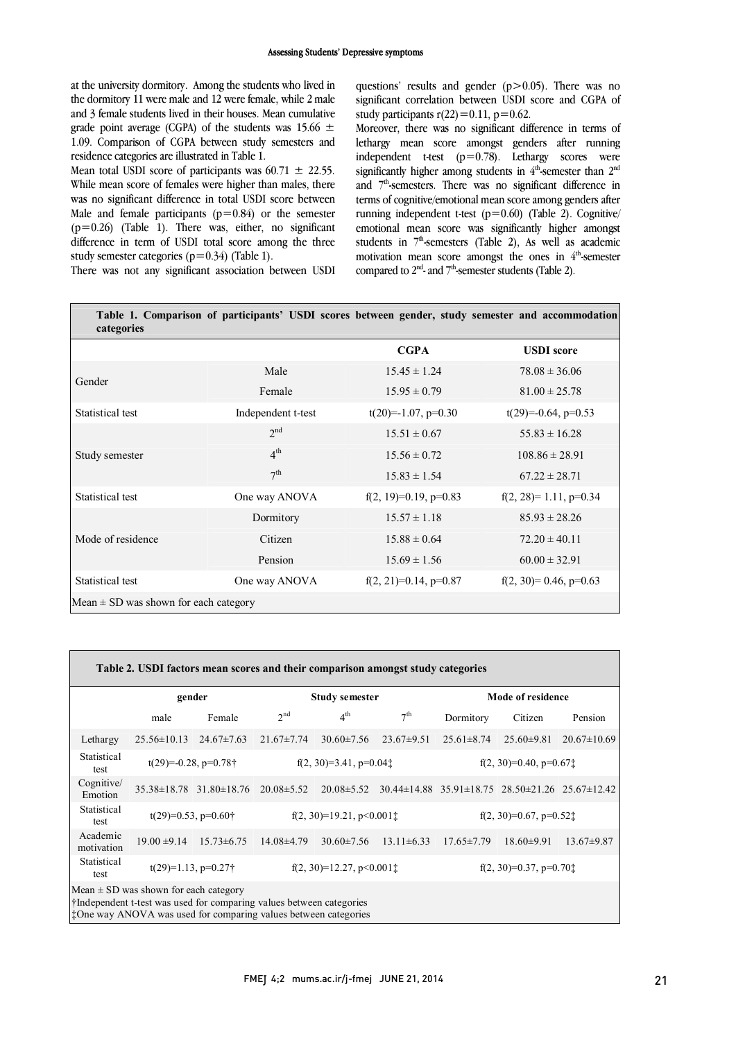at the university dormitory. Among the students who lived in the dormitory 11 were male and 12 were female, while 2 male and 3 female students lived in their houses. Mean cumulative grade point average (CGPA) of the students was 15.66 ± 1.09. Comparison of CGPA between study semesters and residence categories are illustrated in Table 1.

Mean total USDI score of participants was 60.71 ± 22.55. While mean score of females were higher than males, there was no significant difference in total USDI score between Male and female participants ($p=0.84$) or the semester ($p=0.26$) (Table 1). There was, either, no significant difference in term of USDI total score among the three study semester categories ($p=0.34$) (Table 1).

There was not any significant association between USDI questions' results and gender ($p>0.05$). There was no significant correlation between USDI score and CGPA of study participants $r(22)=0.11$, $p=0.62$.

Moreover, there was no significant difference in terms of lethargy mean score amongst genders after running independent t-test ($p=0.78$). Lethargy scores were significantly higher among students in 4th-semester than 2nd and 7th-semesters. There was no significant difference in terms of cognitive/emotional mean score among genders after running independent t-test ($p=0.60$) (Table 2). Cognitive/emotional mean score was significantly higher amongst students in 7th-semesters (Table 2), As well as academic motivation mean score amongst the ones in 4th-semester compared to 2nd- and 7th-semester students (Table 2).

**Table 1. Comparison of participants' USDI scores between gender, study semester and accommodation categories**

| | | CGPA | USDI score |
|---|---|---|---|
| Gender | Male | 15.45 ± 1.24 | 78.08 ± 36.06 |
| | Female | 15.95 ± 0.79 | 81.00 ± 25.78 |
| Statistical test | Independent t-test | $t(20)=-1.07$, $p=0.30$ | $t(29)=-0.64$, $p=0.53$ |
| Study semester | 2nd | 15.51 ± 0.67 | 55.83 ± 16.28 |
| | 4th | 15.56 ± 0.72 | 108.86 ± 28.91 |
| | 7th | 15.83 ± 1.54 | 67.22 ± 28.71 |
| Statistical test | One way ANOVA | $f(2, 19)=0.19$, $p=0.83$ | $f(2, 28)= 1.11$, $p=0.34$ |
| Mode of residence | Dormitory | 15.57 ± 1.18 | 85.93 ± 28.26 |
| | Citizen | 15.88 ± 0.64 | 72.20 ± 40.11 |
| | Pension | 15.69 ± 1.56 | 60.00 ± 32.91 |
| Statistical test | One way ANOVA | $f(2, 21)=0.14$, $p=0.87$ | $f(2, 30)= 0.46$, $p=0.63$ |

Mean ± SD was shown for each category

**Table 2. USDI factors mean scores and their comparison amongst study categories**

| | gender | | Study semester | | | Mode of residence | | |
|---|---|---|---|---|---|---|---|---|
| | male | Female | 2nd | 4th | 7th | Dormitory | Citizen | Pension |
| Lethargy | 25.56±10.13 | 24.67±7.63 | 21.67±7.74 | 30.60±7.56 | 23.67±9.51 | 25.61±8.74 | 25.60±9.81 | 20.67±10.69 |
| Statistical test | $t(29)=-0.28$, $p=0.78$† | | $f(2, 30)=3.41$, $p=0.04$‡ | | | $f(2, 30)=0.40$, $p=0.67$‡ | | |
| Cognitive/ Emotion | 35.38±18.78 | 31.80±18.76 | 20.08±5.52 | 20.08±5.52 | 30.44±14.88 | 35.91±18.75 | 28.50±21.26 | 25.67±12.42 |
| Statistical test | $t(29)=0.53$, $p=0.60$† | | $f(2, 30)=19.21$, $p<0.001$‡ | | | $f(2, 30)=0.67$, $p=0.52$‡ | | |
| Academic motivation | 19.00 ±9.14 | 15.73±6.75 | 14.08±4.79 | 30.60±7.56 | 13.11±6.33 | 17.65±7.79 | 18.60±9.91 | 13.67±9.87 |
| Statistical test | $t(29)=1.13$, $p=0.27$† | | $f(2, 30)=12.27$, $p<0.001$‡ | | | $f(2, 30)=0.37$, $p=0.70$‡ | | |

Mean ± SD was shown for each category
†Independent t-test was used for comparing values between categories
‡One way ANOVA was used for comparing values between categories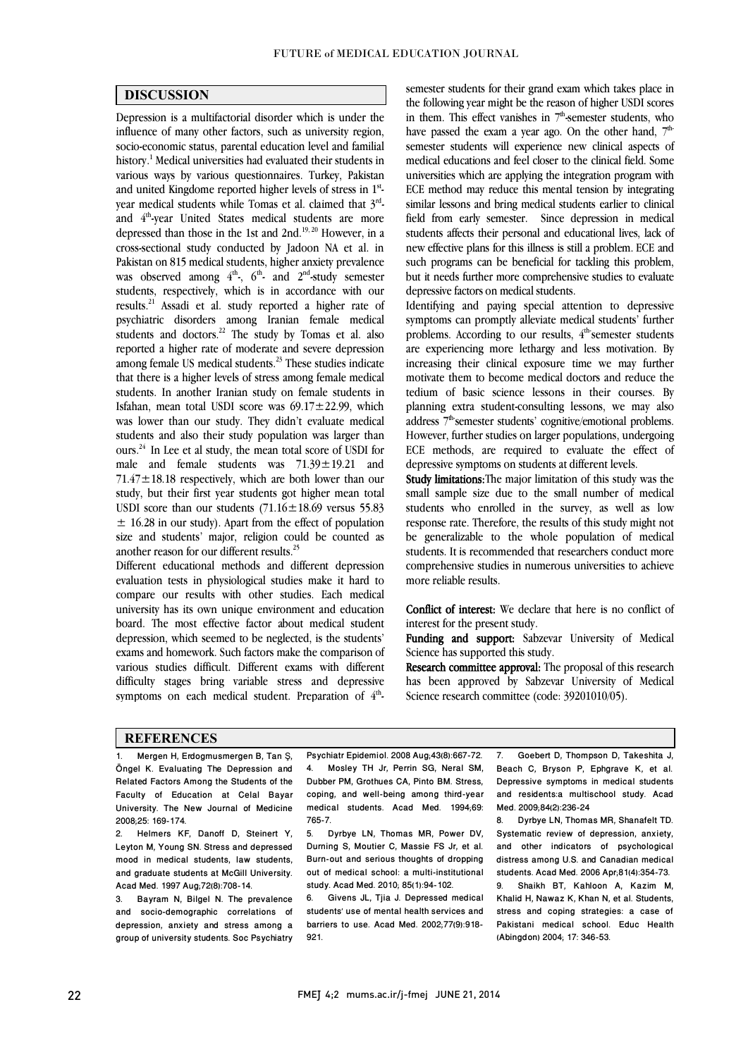## DISCUSSION

Depression is a multifactorial disorder which is under the influence of many other factors, such as university region, socio-economic status, parental education level and familial history.[1] Medical universities had evaluated their students in various ways by various questionnaires. Turkey, Pakistan and united Kingdome reported higher levels of stress in 1st-year medical students while Tomas et al. claimed that 3rd- and 4th-year United States medical students are more depressed than those in the 1st and 2nd.[19, 20] However, in a cross-sectional study conducted by Jadoon NA et al. in Pakistan on 815 medical students, higher anxiety prevalence was observed among 4th-, 6th- and 2nd-study semester students, respectively, which is in accordance with our results.[21] Assadi et al. study reported a higher rate of psychiatric disorders among Iranian female medical students and doctors.[22] The study by Tomas et al. also reported a higher rate of moderate and severe depression among female US medical students.[23] These studies indicate that there is a higher levels of stress among female medical students. In another Iranian study on female students in Isfahan, mean total USDI score was 69.17±22.99, which was lower than our study. They didn't evaluate medical students and also their study population was larger than ours.[24] In Lee et al study, the mean total score of USDI for male and female students was 71.39±19.21 and 71.47±18.18 respectively, which are both lower than our study, but their first year students got higher mean total USDI score than our students (71.16±18.69 versus 55.83 ± 16.28 in our study). Apart from the effect of population size and students' major, religion could be counted as another reason for our different results.[25]

Different educational methods and different depression evaluation tests in physiological studies make it hard to compare our results with other studies. Each medical university has its own unique environment and education board. The most effective factor about medical student depression, which seemed to be neglected, is the students' exams and homework. Such factors make the comparison of various studies difficult. Different exams with different difficulty stages bring variable stress and depressive symptoms on each medical student. Preparation of 4th-semester students for their grand exam which takes place in the following year might be the reason of higher USDI scores in them. This effect vanishes in 7th-semester students, who have passed the exam a year ago. On the other hand, 7th-semester students will experience new clinical aspects of medical educations and feel closer to the clinical field. Some universities which are applying the integration program with ECE method may reduce this mental tension by integrating similar lessons and bring medical students earlier to clinical field from early semester. Since depression in medical students affects their personal and educational lives, lack of new effective plans for this illness is still a problem. ECE and such programs can be beneficial for tackling this problem, but it needs further more comprehensive studies to evaluate depressive factors on medical students.

Identifying and paying special attention to depressive symptoms can promptly alleviate medical students' further problems. According to our results, 4th-semester students are experiencing more lethargy and less motivation. By increasing their clinical exposure time we may further motivate them to become medical doctors and reduce the tedium of basic science lessons in their courses. By planning extra student-consulting lessons, we may also address 7th-semester students' cognitive/emotional problems. However, further studies on larger populations, undergoing ECE methods, are required to evaluate the effect of depressive symptoms on students at different levels.

**Study limitations:** The major limitation of this study was the small sample size due to the small number of medical students who enrolled in the survey, as well as low response rate. Therefore, the results of this study might not be generalizable to the whole population of medical students. It is recommended that researchers conduct more comprehensive studies in numerous universities to achieve more reliable results.

**Conflict of interest:** We declare that here is no conflict of interest for the present study.

**Funding and support:** Sabzevar University of Medical Science has supported this study.

**Research committee approval:** The proposal of this research has been approved by Sabzevar University of Medical Science research committee (code: 39201010/05).

## REFERENCES

1. Mergen H, Erdogmusmergen B, Tan Ş, Öngel K. Evaluating The Depression and Related Factors Among the Students of the Faculty of Education at Celal Bayar University. The New Journal of Medicine 2008;25: 169-174.
2. Helmers KF, Danoff D, Steinert Y, Leyton M, Young SN. Stress and depressed mood in medical students, law students, and graduate students at McGill University. Acad Med. 1997 Aug;72(8):708-14.
3. Bayram N, Bilgel N. The prevalence and socio-demographic correlations of depression, anxiety and stress among a group of university students. Soc Psychiatry Psychiatr Epidemiol. 2008 Aug;43(8):667-72.
4. Mosley TH Jr, Perrin SG, Neral SM, Dubber PM, Grothues CA, Pinto BM. Stress, coping, and well-being among third-year medical students. Acad Med. 1994;69: 765-7.
5. Dyrbye LN, Thomas MR, Power DV, Durning S, Moutier C, Massie FS Jr, et al. Burn-out and serious thoughts of dropping out of medical school: a multi-institutional study. Acad Med. 2010; 85(1):94-102.
6. Givens JL, Tjia J. Depressed medical students' use of mental health services and barriers to use. Acad Med. 2002;77(9):918-921.
7. Goebert D, Thompson D, Takeshita J, Beach C, Bryson P, Ephgrave K, et al. Depressive symptoms in medical students and residents:a multischool study. Acad Med. 2009;84(2):236-24
8. Dyrbye LN, Thomas MR, Shanafelt TD. Systematic review of depression, anxiety, and other indicators of psychological distress among U.S. and Canadian medical students. Acad Med. 2006 Apr;81(4):354-73.
9. Shaikh BT, Kahloon A, Kazim M, Khalid H, Nawaz K, Khan N, et al. Students, stress and coping strategies: a case of Pakistani medical school. Educ Health (Abingdon) 2004; 17: 346-53.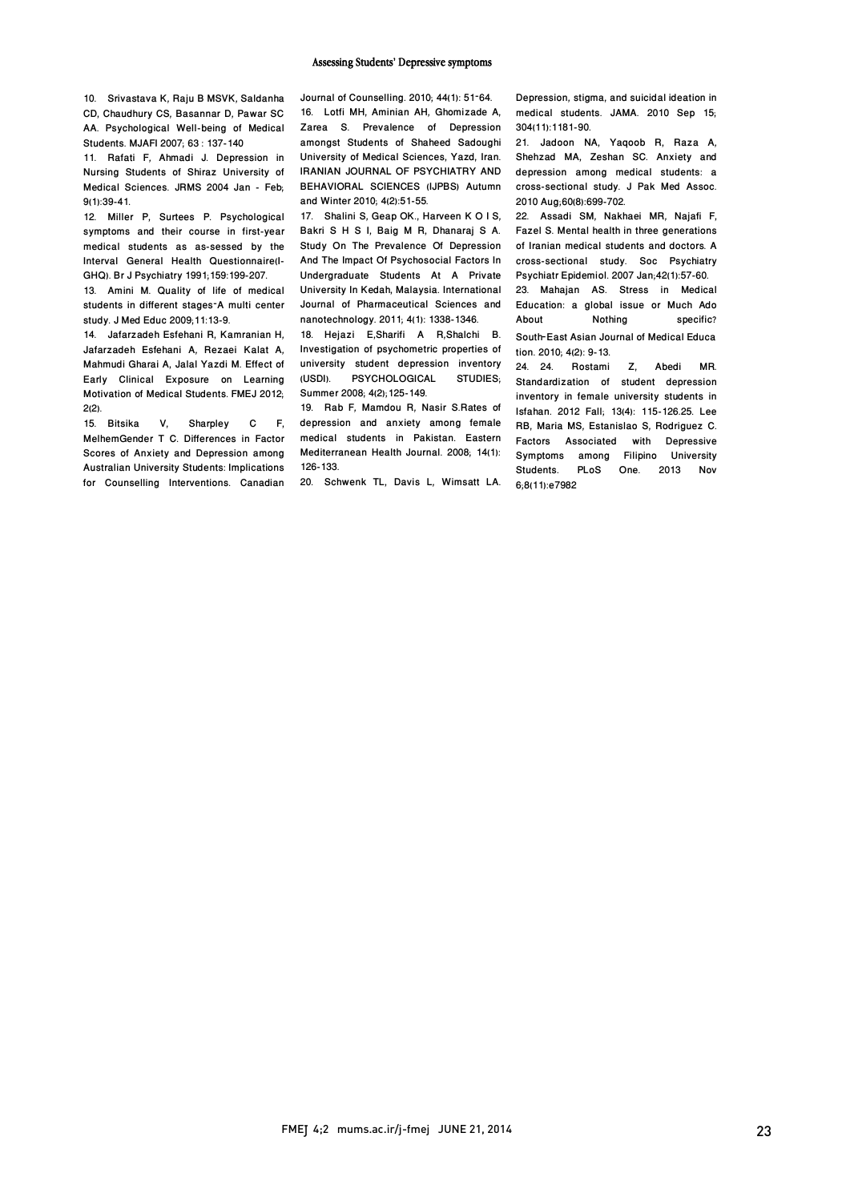10. Srivastava K, Raju B MSVK, Saldanha CD, Chaudhury CS, Basannar D, Pawar SC AA. Psychological Well-being of Medical Students. MJAFI 2007; 63 : 137-140

11. Rafati F, Ahmadi J. Depression in Nursing Students of Shiraz University of Medical Sciences. JRMS 2004 Jan - Feb; 9(1):39-41.

12. Miller P, Surtees P. Psychological symptoms and their course in first-year medical students as as-sessed by the Interval General Health Questionnaire(I-GHQ). Br J Psychiatry 1991;159:199-207.

13. Amini M. Quality of life of medical students in different stages-A multi center study. J Med Educ 2009;11:13-9.

14. Jafarzadeh Esfehani R, Kamranian H, Jafarzadeh Esfehani A, Rezaei Kalat A, Mahmudi Gharai A, Jalal Yazdi M. Effect of Early Clinical Exposure on Learning Motivation of Medical Students. FMEJ 2012; 2(2).

15. Bitsika V, Sharpley C F, MelhemGender T C. Differences in Factor Scores of Anxiety and Depression among Australian University Students: Implications for Counselling Interventions. Canadian Journal of Counselling. 2010; 44(1): 51-64.

16. Lotfi MH, Aminian AH, Ghomizade A, Zarea S. Prevalence of Depression amongst Students of Shaheed Sadoughi University of Medical Sciences, Yazd, Iran. IRANIAN JOURNAL OF PSYCHIATRY AND BEHAVIORAL SCIENCES (IJPBS) Autumn and Winter 2010; 4(2):51-55.

17. Shalini S, Geap OK., Harveen K O I S, Bakri S H S I, Baig M R, Dhanaraj S A. Study On The Prevalence Of Depression And The Impact Of Psychosocial Factors In Undergraduate Students At A Private University In Kedah, Malaysia. International Journal of Pharmaceutical Sciences and nanotechnology. 2011; 4(1): 1338-1346.

18. Hejazi E,Sharifi A R,Shalchi B. Investigation of psychometric properties of university student depression inventory (USDI). PSYCHOLOGICAL STUDIES; Summer 2008; 4(2);125-149.

19. Rab F, Mamdou R, Nasir S.Rates of depression and anxiety among female medical students in Pakistan. Eastern Mediterranean Health Journal. 2008; 14(1): 126-133.

20. Schwenk TL, Davis L, Wimsatt LA. Depression, stigma, and suicidal ideation in medical students. JAMA. 2010 Sep 15; 304(11):1181-90.

21. Jadoon NA, Yaqoob R, Raza A, Shehzad MA, Zeshan SC. Anxiety and depression among medical students: a cross-sectional study. J Pak Med Assoc. 2010 Aug;60(8):699-702.

22. Assadi SM, Nakhaei MR, Najafi F, Fazel S. Mental health in three generations of Iranian medical students and doctors. A cross-sectional study. Soc Psychiatry Psychiatr Epidemiol. 2007 Jan;42(1):57-60.

23. Mahajan AS. Stress in Medical Education: a global issue or Much Ado About Nothing specific? South-East Asian Journal of Medical Education. 2010; 4(2): 9-13.

24. 24. Rostami Z, Abedi MR. Standardization of student depression inventory in female university students in Isfahan. 2012 Fall; 13(4): 115-126.25. Lee RB, Maria MS, Estanislao S, Rodriguez C. Factors Associated with Depressive Symptoms among Filipino University Students. PLoS One. 2013 Nov 6;8(11):e7982